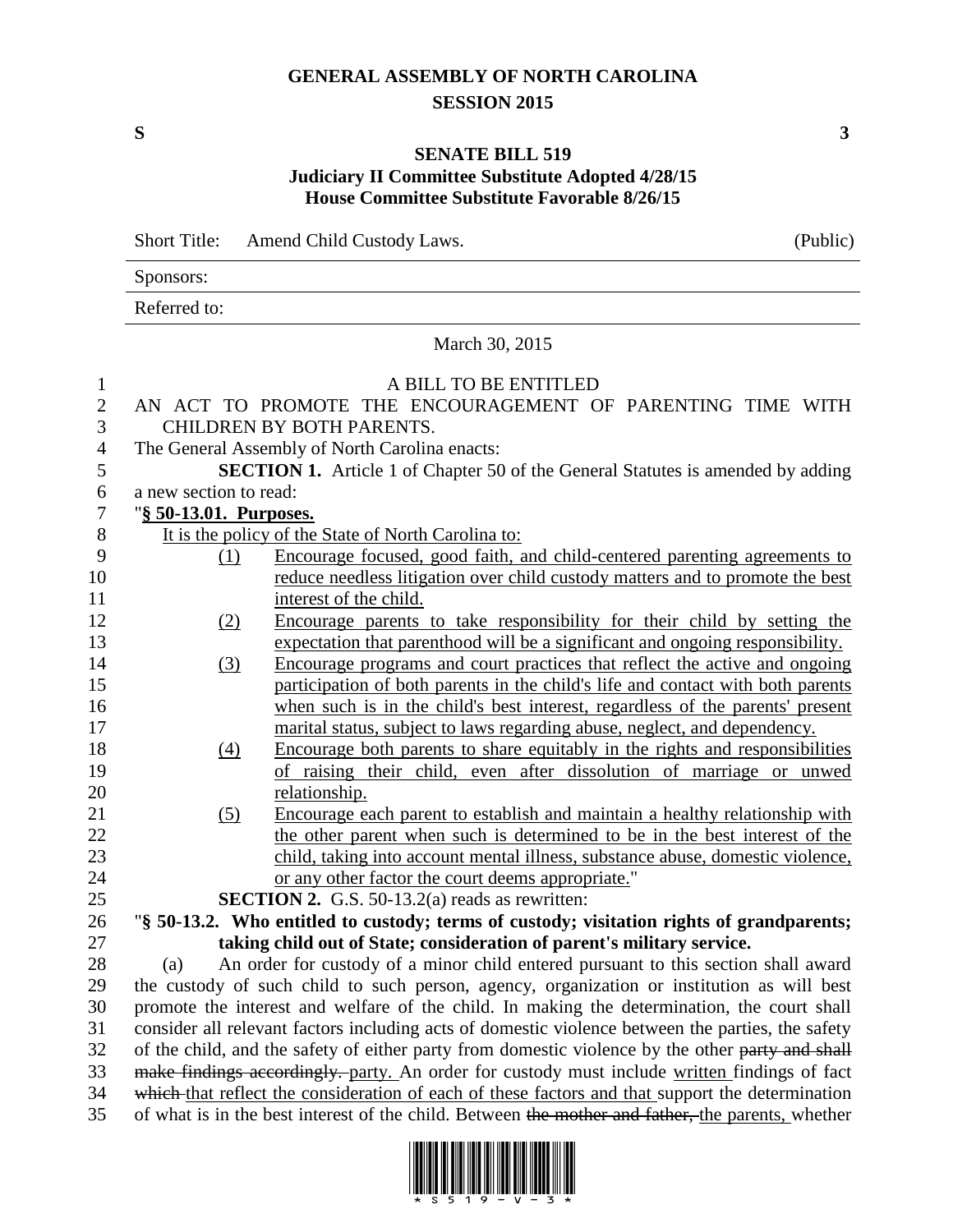# GENERAL ASSEMBLY OF NORTH CAROLINA
## SESSION 2015

**S** **3**

## SENATE BILL 519
### Judiciary II Committee Substitute Adopted 4/28/15
### House Committee Substitute Favorable 8/26/15

Short Title: Amend Child Custody Laws. (Public)

Sponsors:

Referred to:

March 30, 2015

A BILL TO BE ENTITLED

AN ACT TO PROMOTE THE ENCOURAGEMENT OF PARENTING TIME WITH CHILDREN BY BOTH PARENTS.

The General Assembly of North Carolina enacts:

**SECTION 1.** Article 1 of Chapter 50 of the General Statutes is amended by adding a new section to read:

"**§ 50-13.01. Purposes.**

It is the policy of the State of North Carolina to:

(1) Encourage focused, good faith, and child-centered parenting agreements to reduce needless litigation over child custody matters and to promote the best interest of the child.

(2) Encourage parents to take responsibility for their child by setting the expectation that parenthood will be a significant and ongoing responsibility.

(3) Encourage programs and court practices that reflect the active and ongoing participation of both parents in the child's life and contact with both parents when such is in the child's best interest, regardless of the parents' present marital status, subject to laws regarding abuse, neglect, and dependency.

(4) Encourage both parents to share equitably in the rights and responsibilities of raising their child, even after dissolution of marriage or unwed relationship.

(5) Encourage each parent to establish and maintain a healthy relationship with the other parent when such is determined to be in the best interest of the child, taking into account mental illness, substance abuse, domestic violence, or any other factor the court deems appropriate."

**SECTION 2.** G.S. 50-13.2(a) reads as rewritten:

"**§ 50-13.2. Who entitled to custody; terms of custody; visitation rights of grandparents; taking child out of State; consideration of parent's military service.**

(a) An order for custody of a minor child entered pursuant to this section shall award the custody of such child to such person, agency, organization or institution as will best promote the interest and welfare of the child. In making the determination, the court shall consider all relevant factors including acts of domestic violence between the parties, the safety of the child, and the safety of either party from domestic violence by the other ~~party and shall make findings accordingly.~~ party. An order for custody must include written findings of fact ~~which~~ that reflect the consideration of each of these factors and that support the determination of what is in the best interest of the child. Between ~~the mother and father,~~ the parents, whether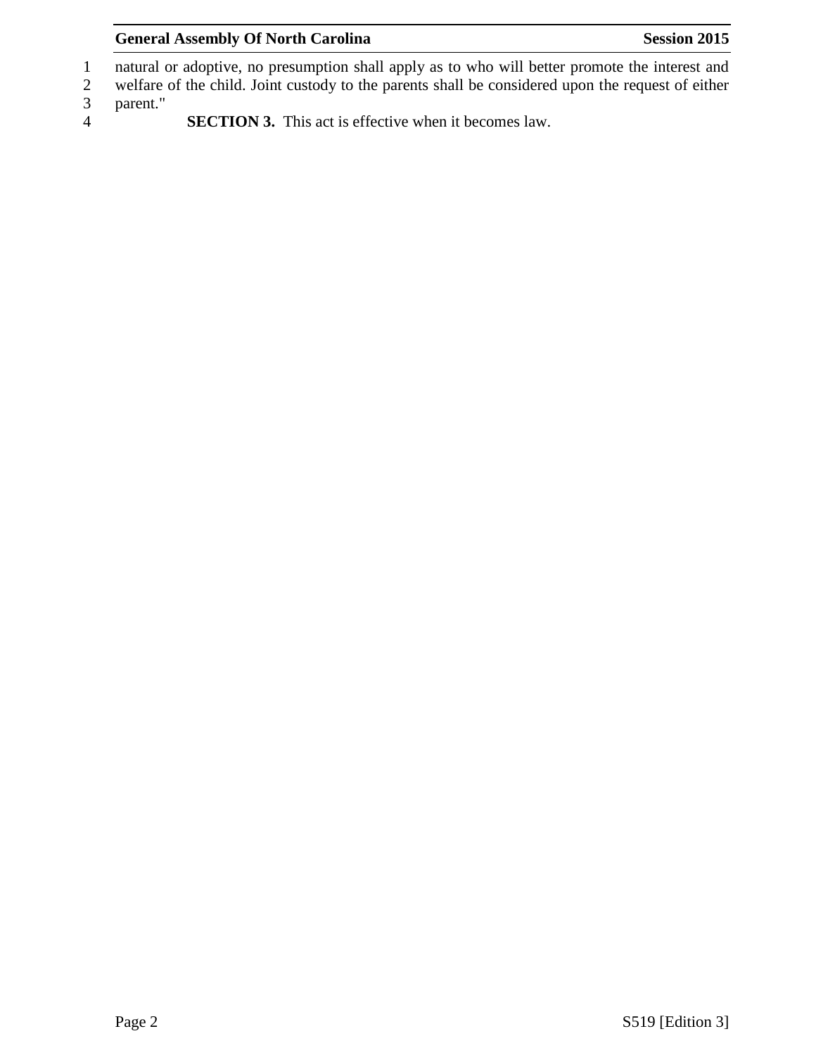natural or adoptive, no presumption shall apply as to who will better promote the interest and welfare of the child. Joint custody to the parents shall be considered upon the request of either parent."

**SECTION 3.** This act is effective when it becomes law.